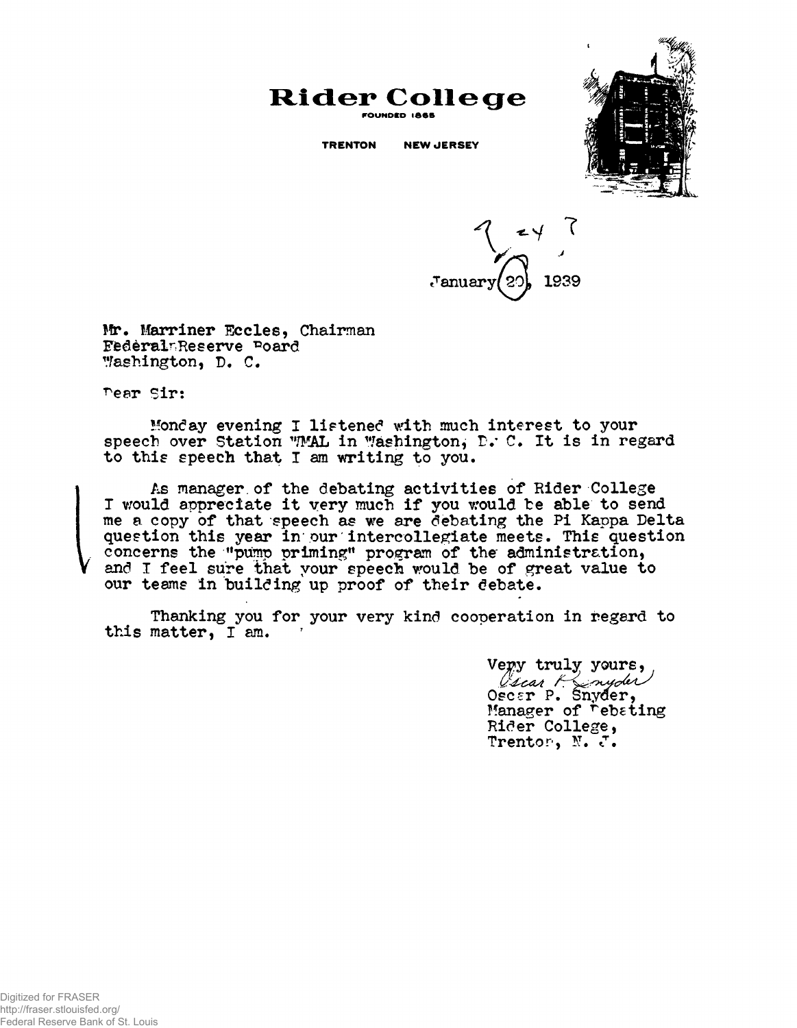# Rider College

FOUNDED 1865

TRENTON NEW JERSEY

January 20, 1939

Mr. Marriner Eccles, Chairman
Federal Reserve Board
Washington, D. C.

Dear Sir:

Monday evening I listened with much interest to your speech over Station WMAL in Washington, D. C. It is in regard to this speech that I am writing to you.

As manager of the debating activities of Rider College I would appreciate it very much if you would be able to send me a copy of that speech as we are debating the Pi Kappa Delta question this year in our intercollegiate meets. This question concerns the "pump priming" program of the administration, and I feel sure that your speech would be of great value to our teams in building up proof of their debate.

Thanking you for your very kind cooperation in regard to this matter, I am.

Very truly yours,
Oscar P. Snyder
Oscar P. Snyder,
Manager of Debating
Rider College,
Trenton, N. J.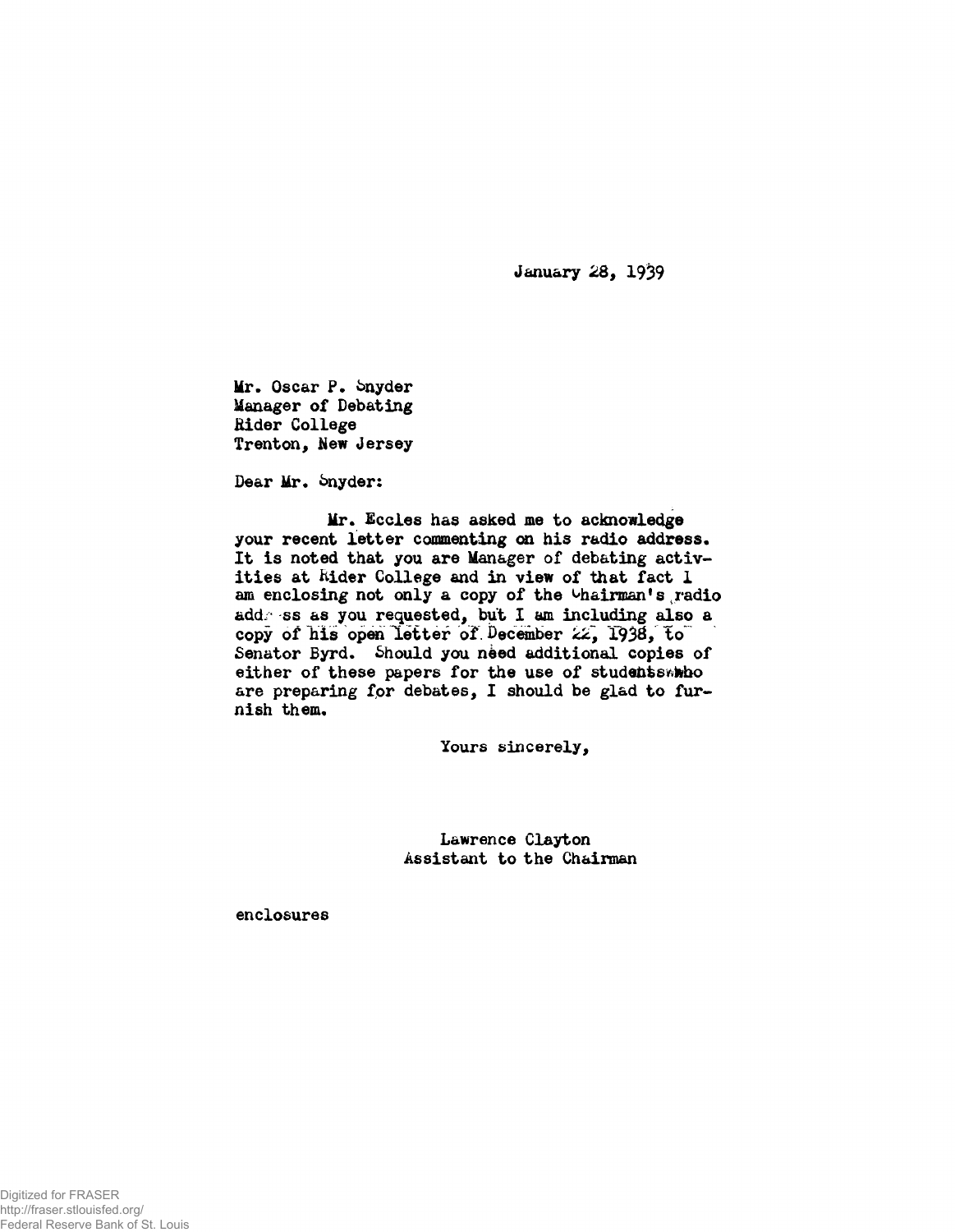January 28, 1939

Mr. Oscar P. Snyder
Manager of Debating
Rider College
Trenton, New Jersey

Dear Mr. Snyder:

Mr. Eccles has asked me to acknowledge your recent letter commenting on his radio address. It is noted that you are Manager of debating activities at Rider College and in view of that fact I am enclosing not only a copy of the Chairman's radio address as you requested, but I am including also a copy of his open letter of December 22, 1938, to Senator Byrd. Should you need additional copies of either of these papers for the use of students who are preparing for debates, I should be glad to furnish them.

Yours sincerely,

Lawrence Clayton
Assistant to the Chairman

enclosures

Digitized for FRASER
http://fraser.stlouisfed.org/
Federal Reserve Bank of St. Louis